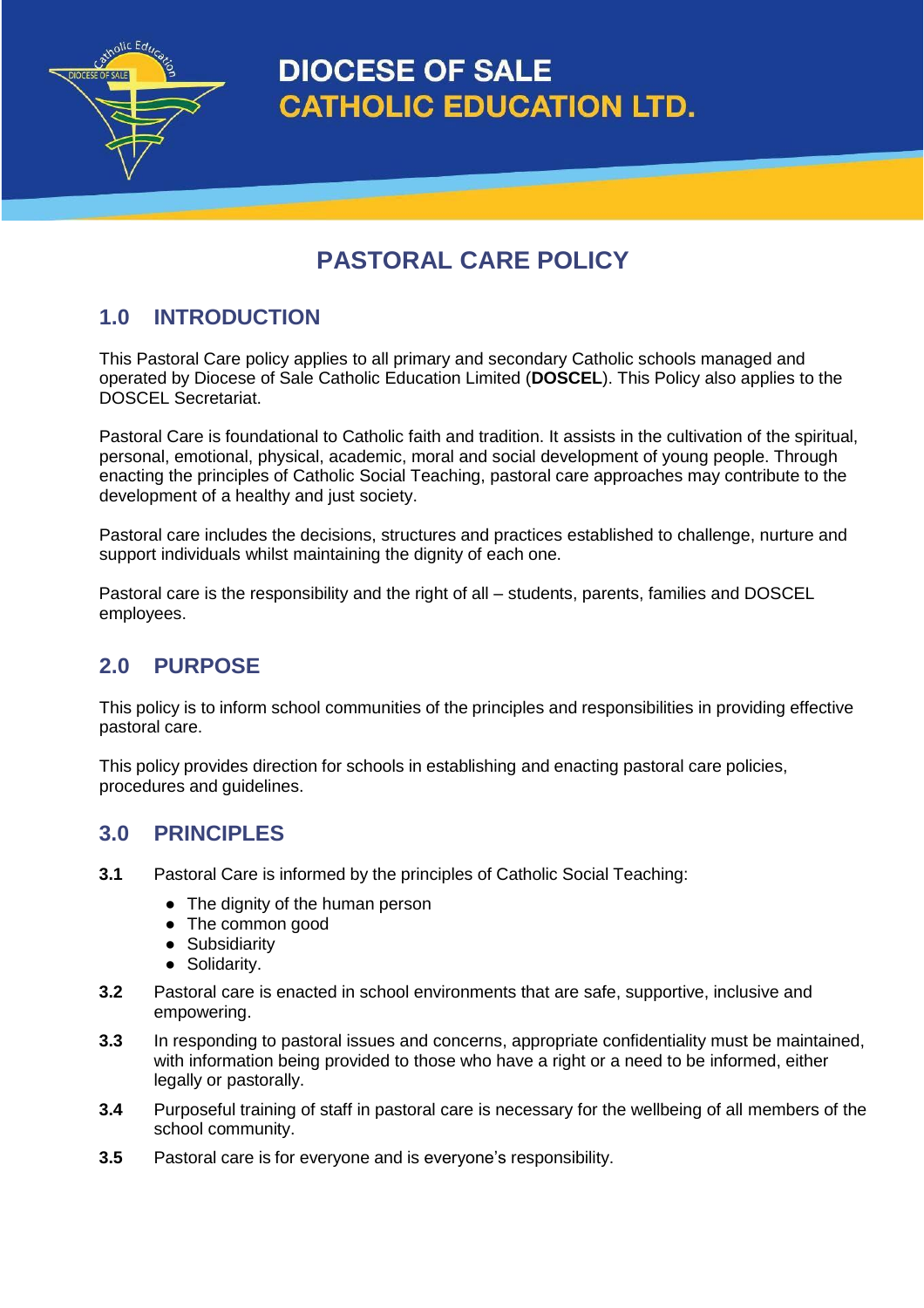# DIOCESE OF SALE
# CATHOLIC EDUCATION LTD.

# PASTORAL CARE POLICY

## 1.0 INTRODUCTION

This Pastoral Care policy applies to all primary and secondary Catholic schools managed and operated by Diocese of Sale Catholic Education Limited (**DOSCEL**). This Policy also applies to the DOSCEL Secretariat.

Pastoral Care is foundational to Catholic faith and tradition. It assists in the cultivation of the spiritual, personal, emotional, physical, academic, moral and social development of young people. Through enacting the principles of Catholic Social Teaching, pastoral care approaches may contribute to the development of a healthy and just society.

Pastoral care includes the decisions, structures and practices established to challenge, nurture and support individuals whilst maintaining the dignity of each one.

Pastoral care is the responsibility and the right of all – students, parents, families and DOSCEL employees.

## 2.0 PURPOSE

This policy is to inform school communities of the principles and responsibilities in providing effective pastoral care.

This policy provides direction for schools in establishing and enacting pastoral care policies, procedures and guidelines.

## 3.0 PRINCIPLES

**3.1** Pastoral Care is informed by the principles of Catholic Social Teaching:

- The dignity of the human person
- The common good
- Subsidiarity
- Solidarity.

**3.2** Pastoral care is enacted in school environments that are safe, supportive, inclusive and empowering.

**3.3** In responding to pastoral issues and concerns, appropriate confidentiality must be maintained, with information being provided to those who have a right or a need to be informed, either legally or pastorally.

**3.4** Purposeful training of staff in pastoral care is necessary for the wellbeing of all members of the school community.

**3.5** Pastoral care is for everyone and is everyone's responsibility.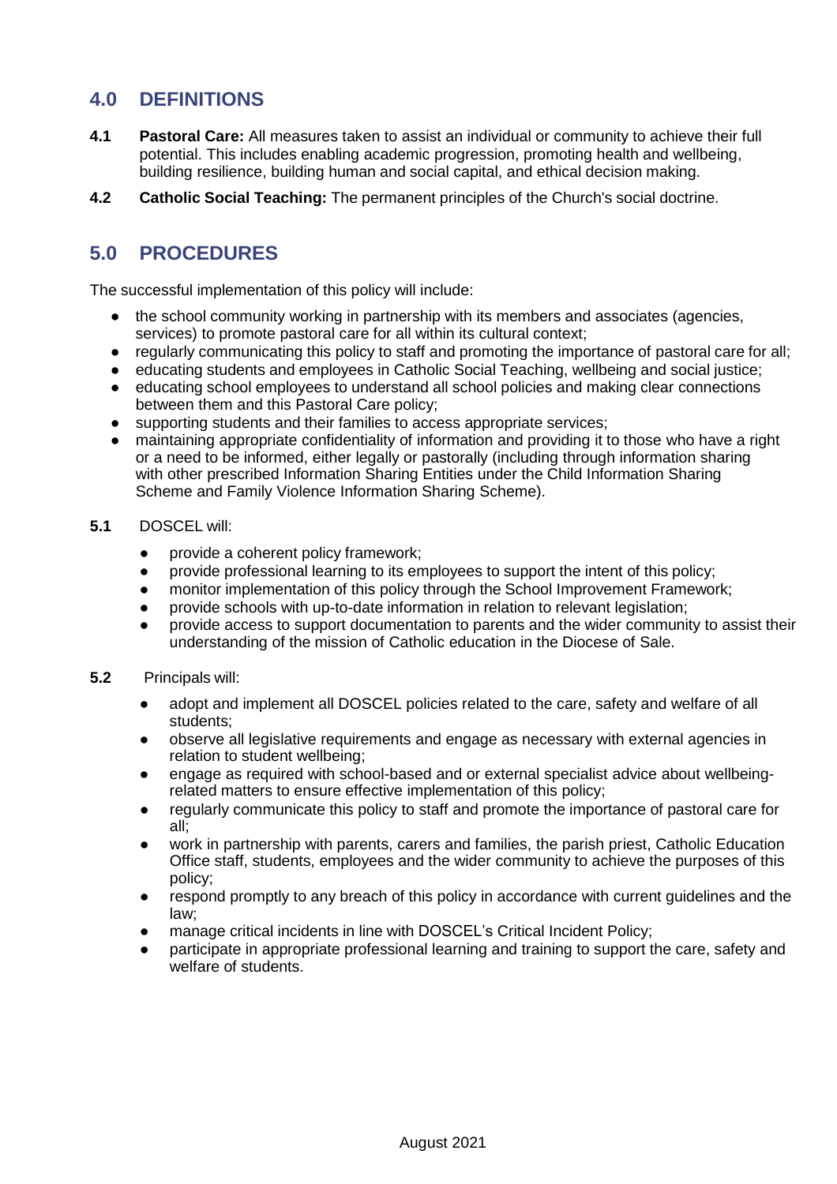## 4.0 DEFINITIONS

**4.1** **Pastoral Care:** All measures taken to assist an individual or community to achieve their full potential. This includes enabling academic progression, promoting health and wellbeing, building resilience, building human and social capital, and ethical decision making.

**4.2** **Catholic Social Teaching:** The permanent principles of the Church's social doctrine.

## 5.0 PROCEDURES

The successful implementation of this policy will include:

- the school community working in partnership with its members and associates (agencies, services) to promote pastoral care for all within its cultural context;
- regularly communicating this policy to staff and promoting the importance of pastoral care for all;
- educating students and employees in Catholic Social Teaching, wellbeing and social justice;
- educating school employees to understand all school policies and making clear connections between them and this Pastoral Care policy;
- supporting students and their families to access appropriate services;
- maintaining appropriate confidentiality of information and providing it to those who have a right or a need to be informed, either legally or pastorally (including through information sharing with other prescribed Information Sharing Entities under the Child Information Sharing Scheme and Family Violence Information Sharing Scheme).

**5.1** DOSCEL will:

- provide a coherent policy framework;
- provide professional learning to its employees to support the intent of this policy;
- monitor implementation of this policy through the School Improvement Framework;
- provide schools with up-to-date information in relation to relevant legislation;
- provide access to support documentation to parents and the wider community to assist their understanding of the mission of Catholic education in the Diocese of Sale.

**5.2** Principals will:

- adopt and implement all DOSCEL policies related to the care, safety and welfare of all students;
- observe all legislative requirements and engage as necessary with external agencies in relation to student wellbeing;
- engage as required with school-based and or external specialist advice about wellbeing-related matters to ensure effective implementation of this policy;
- regularly communicate this policy to staff and promote the importance of pastoral care for all;
- work in partnership with parents, carers and families, the parish priest, Catholic Education Office staff, students, employees and the wider community to achieve the purposes of this policy;
- respond promptly to any breach of this policy in accordance with current guidelines and the law;
- manage critical incidents in line with DOSCEL's Critical Incident Policy;
- participate in appropriate professional learning and training to support the care, safety and welfare of students.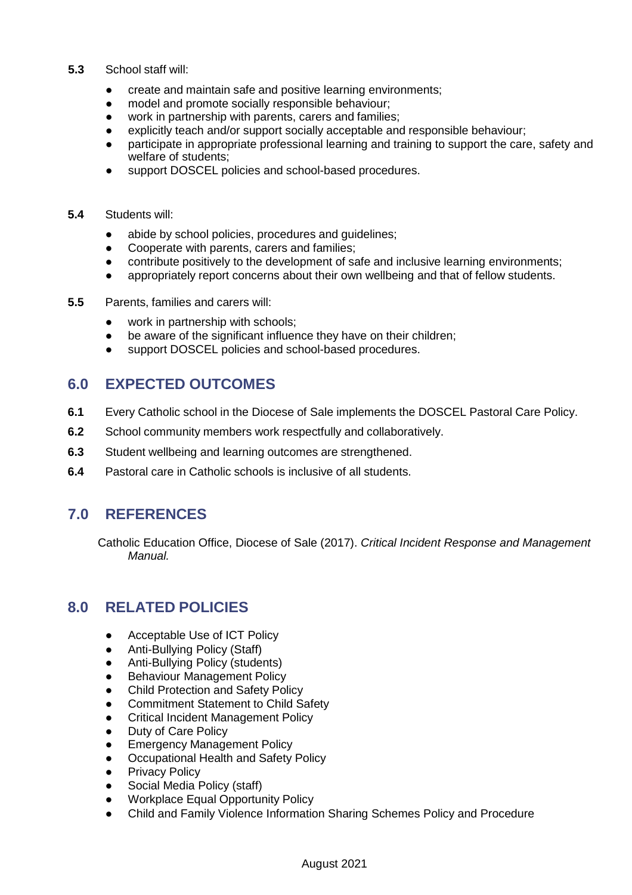**5.3** School staff will:

- create and maintain safe and positive learning environments;
- model and promote socially responsible behaviour;
- work in partnership with parents, carers and families;
- explicitly teach and/or support socially acceptable and responsible behaviour;
- participate in appropriate professional learning and training to support the care, safety and welfare of students;
- support DOSCEL policies and school-based procedures.

**5.4** Students will:

- abide by school policies, procedures and guidelines;
- Cooperate with parents, carers and families;
- contribute positively to the development of safe and inclusive learning environments;
- appropriately report concerns about their own wellbeing and that of fellow students.

**5.5** Parents, families and carers will:

- work in partnership with schools;
- be aware of the significant influence they have on their children;
- support DOSCEL policies and school-based procedures.

## 6.0 EXPECTED OUTCOMES

**6.1** Every Catholic school in the Diocese of Sale implements the DOSCEL Pastoral Care Policy.

**6.2** School community members work respectfully and collaboratively.

**6.3** Student wellbeing and learning outcomes are strengthened.

**6.4** Pastoral care in Catholic schools is inclusive of all students.

## 7.0 REFERENCES

Catholic Education Office, Diocese of Sale (2017). *Critical Incident Response and Management Manual.*

## 8.0 RELATED POLICIES

- Acceptable Use of ICT Policy
- Anti-Bullying Policy (Staff)
- Anti-Bullying Policy (students)
- Behaviour Management Policy
- Child Protection and Safety Policy
- Commitment Statement to Child Safety
- Critical Incident Management Policy
- Duty of Care Policy
- Emergency Management Policy
- Occupational Health and Safety Policy
- Privacy Policy
- Social Media Policy (staff)
- Workplace Equal Opportunity Policy
- Child and Family Violence Information Sharing Schemes Policy and Procedure

August 2021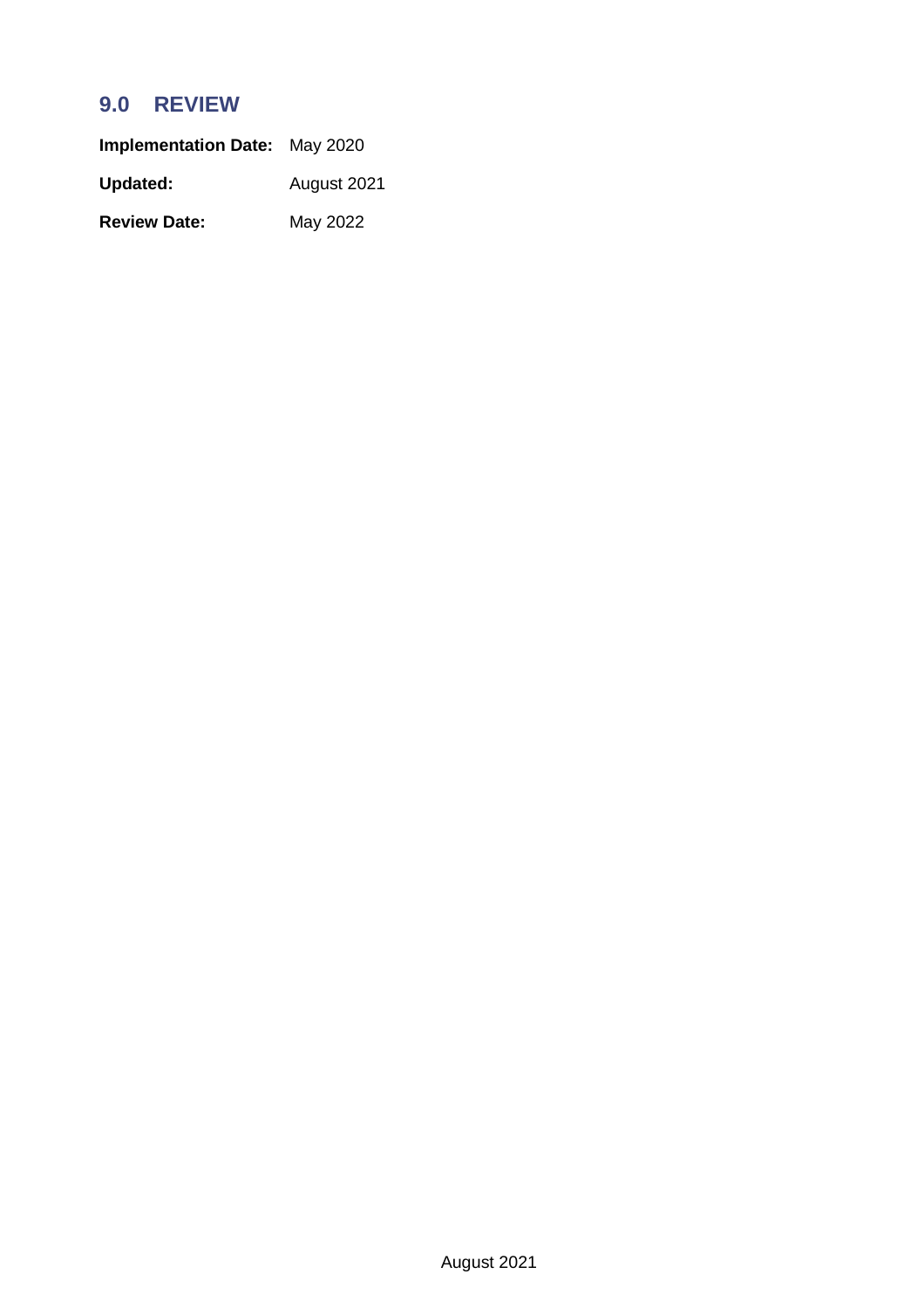## 9.0 REVIEW

**Implementation Date:** May 2020

**Updated:** August 2021

**Review Date:** May 2022